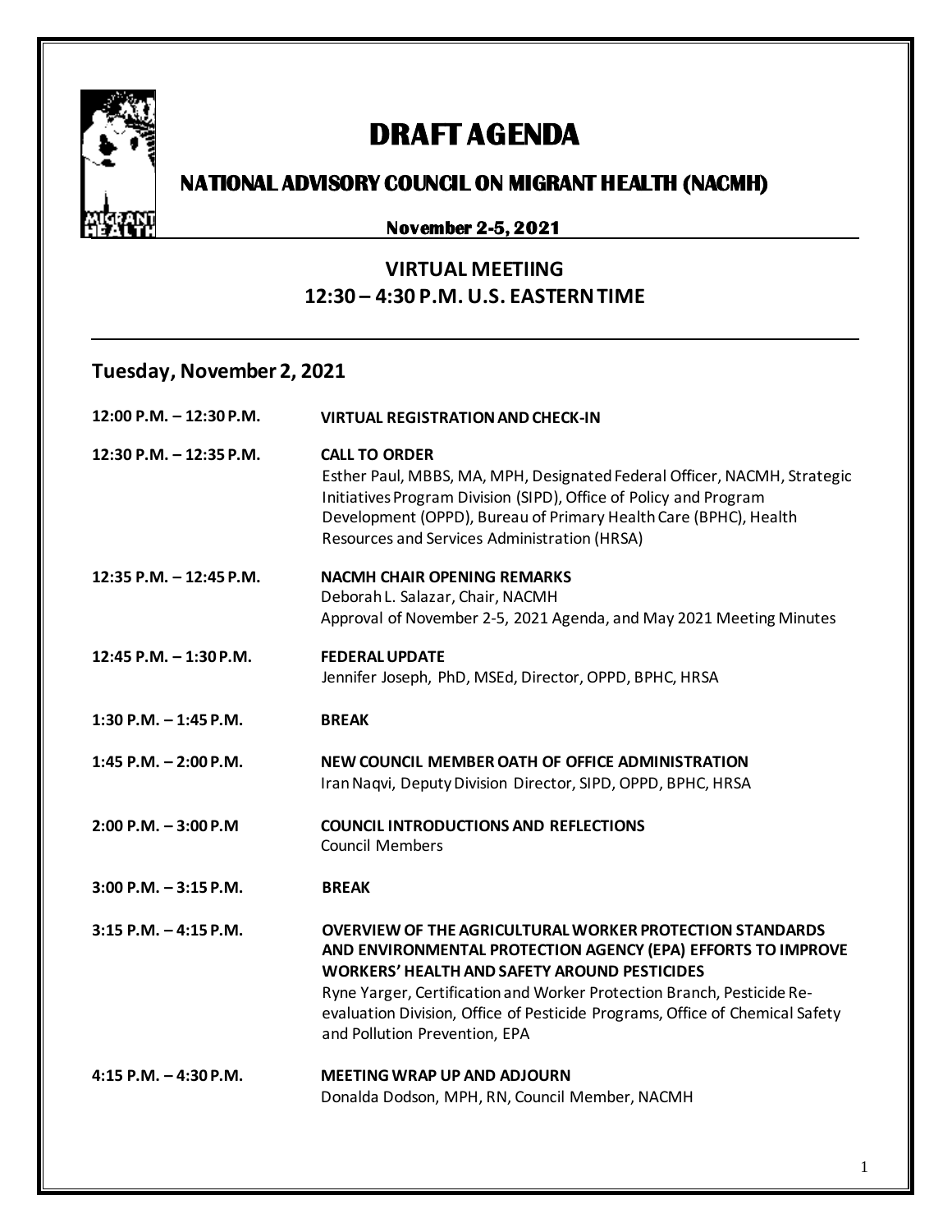# DRAFT AGENDA

## NATIONAL ADVISORY COUNCIL ON MIGRANT HEALTH (NACMH)

**November 2-5, 2021**

### VIRTUAL MEETIING
### 12:30 – 4:30 P.M. U.S. EASTERN TIME

## Tuesday, November 2, 2021

| | |
|---|---|
| **12:00 P.M. – 12:30 P.M.** | **VIRTUAL REGISTRATION AND CHECK-IN** |
| **12:30 P.M. – 12:35 P.M.** | **CALL TO ORDER**<br>Esther Paul, MBBS, MA, MPH, Designated Federal Officer, NACMH, Strategic Initiatives Program Division (SIPD), Office of Policy and Program Development (OPPD), Bureau of Primary Health Care (BPHC), Health Resources and Services Administration (HRSA) |
| **12:35 P.M. – 12:45 P.M.** | **NACMH CHAIR OPENING REMARKS**<br>Deborah L. Salazar, Chair, NACMH<br>Approval of November 2-5, 2021 Agenda, and May 2021 Meeting Minutes |
| **12:45 P.M. – 1:30 P.M.** | **FEDERAL UPDATE**<br>Jennifer Joseph, PhD, MSEd, Director, OPPD, BPHC, HRSA |
| **1:30 P.M. – 1:45 P.M.** | **BREAK** |
| **1:45 P.M. – 2:00 P.M.** | **NEW COUNCIL MEMBER OATH OF OFFICE ADMINISTRATION**<br>Iran Naqvi, Deputy Division Director, SIPD, OPPD, BPHC, HRSA |
| **2:00 P.M. – 3:00 P.M** | **COUNCIL INTRODUCTIONS AND REFLECTIONS**<br>Council Members |
| **3:00 P.M. – 3:15 P.M.** | **BREAK** |
| **3:15 P.M. – 4:15 P.M.** | **OVERVIEW OF THE AGRICULTURAL WORKER PROTECTION STANDARDS AND ENVIRONMENTAL PROTECTION AGENCY (EPA) EFFORTS TO IMPROVE WORKERS' HEALTH AND SAFETY AROUND PESTICIDES**<br>Ryne Yarger, Certification and Worker Protection Branch, Pesticide Re-evaluation Division, Office of Pesticide Programs, Office of Chemical Safety and Pollution Prevention, EPA |
| **4:15 P.M. – 4:30 P.M.** | **MEETING WRAP UP AND ADJOURN**<br>Donalda Dodson, MPH, RN, Council Member, NACMH |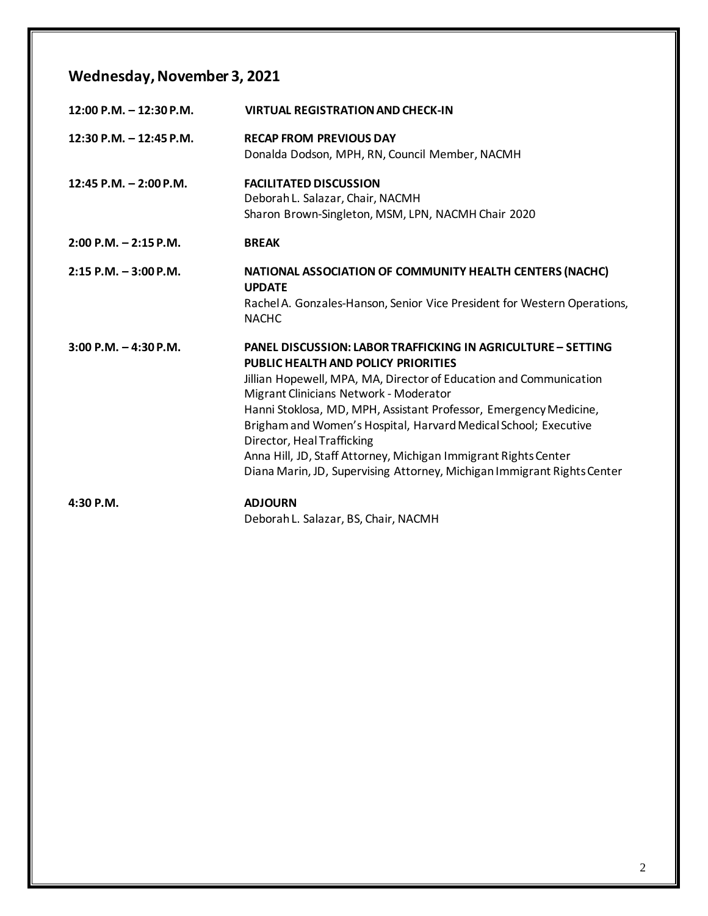## Wednesday, November 3, 2021

| | |
|---|---|
| 12:00 P.M. – 12:30 P.M. | **VIRTUAL REGISTRATION AND CHECK-IN** |
| 12:30 P.M. – 12:45 P.M. | **RECAP FROM PREVIOUS DAY**<br>Donalda Dodson, MPH, RN, Council Member, NACMH |
| 12:45 P.M. – 2:00 P.M. | **FACILITATED DISCUSSION**<br>Deborah L. Salazar, Chair, NACMH<br>Sharon Brown-Singleton, MSM, LPN, NACMH Chair 2020 |
| 2:00 P.M. – 2:15 P.M. | **BREAK** |
| 2:15 P.M. – 3:00 P.M. | **NATIONAL ASSOCIATION OF COMMUNITY HEALTH CENTERS (NACHC) UPDATE**<br>Rachel A. Gonzales-Hanson, Senior Vice President for Western Operations, NACHC |
| 3:00 P.M. – 4:30 P.M. | **PANEL DISCUSSION: LABOR TRAFFICKING IN AGRICULTURE – SETTING PUBLIC HEALTH AND POLICY PRIORITIES**<br>Jillian Hopewell, MPA, MA, Director of Education and Communication Migrant Clinicians Network - Moderator<br>Hanni Stoklosa, MD, MPH, Assistant Professor, Emergency Medicine, Brigham and Women's Hospital, Harvard Medical School; Executive Director, Heal Trafficking<br>Anna Hill, JD, Staff Attorney, Michigan Immigrant Rights Center<br>Diana Marin, JD, Supervising Attorney, Michigan Immigrant Rights Center |
| 4:30 P.M. | **ADJOURN**<br>Deborah L. Salazar, BS, Chair, NACMH |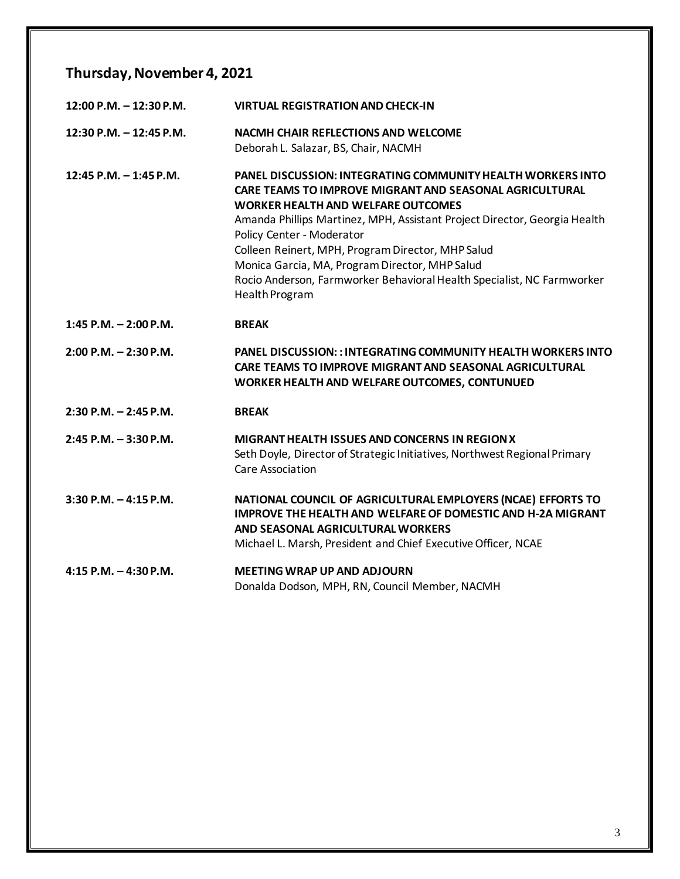## Thursday, November 4, 2021

| | |
|---|---|
| **12:00 P.M. – 12:30 P.M.** | **VIRTUAL REGISTRATION AND CHECK-IN** |
| **12:30 P.M. – 12:45 P.M.** | **NACMH CHAIR REFLECTIONS AND WELCOME**<br>Deborah L. Salazar, BS, Chair, NACMH |
| **12:45 P.M. – 1:45 P.M.** | **PANEL DISCUSSION: INTEGRATING COMMUNITY HEALTH WORKERS INTO CARE TEAMS TO IMPROVE MIGRANT AND SEASONAL AGRICULTURAL WORKER HEALTH AND WELFARE OUTCOMES**<br>Amanda Phillips Martinez, MPH, Assistant Project Director, Georgia Health Policy Center - Moderator<br>Colleen Reinert, MPH, Program Director, MHP Salud<br>Monica Garcia, MA, Program Director, MHP Salud<br>Rocio Anderson, Farmworker Behavioral Health Specialist, NC Farmworker Health Program |
| **1:45 P.M. – 2:00 P.M.** | **BREAK** |
| **2:00 P.M. – 2:30 P.M.** | **PANEL DISCUSSION: : INTEGRATING COMMUNITY HEALTH WORKERS INTO CARE TEAMS TO IMPROVE MIGRANT AND SEASONAL AGRICULTURAL WORKER HEALTH AND WELFARE OUTCOMES, CONTUNUED** |
| **2:30 P.M. – 2:45 P.M.** | **BREAK** |
| **2:45 P.M. – 3:30 P.M.** | **MIGRANT HEALTH ISSUES AND CONCERNS IN REGION X**<br>Seth Doyle, Director of Strategic Initiatives, Northwest Regional Primary Care Association |
| **3:30 P.M. – 4:15 P.M.** | **NATIONAL COUNCIL OF AGRICULTURAL EMPLOYERS (NCAE) EFFORTS TO IMPROVE THE HEALTH AND WELFARE OF DOMESTIC AND H-2A MIGRANT AND SEASONAL AGRICULTURAL WORKERS**<br>Michael L. Marsh, President and Chief Executive Officer, NCAE |
| **4:15 P.M. – 4:30 P.M.** | **MEETING WRAP UP AND ADJOURN**<br>Donalda Dodson, MPH, RN, Council Member, NACMH |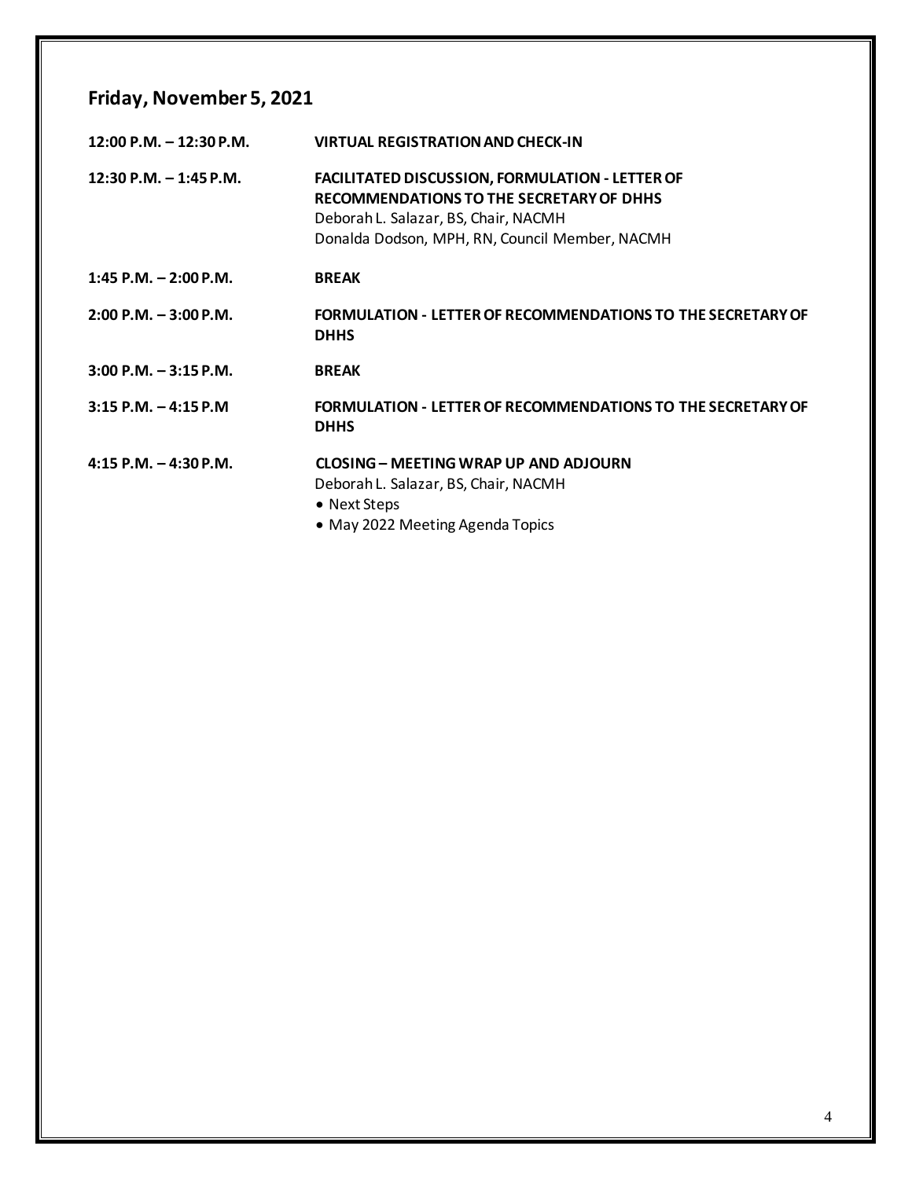## Friday, November 5, 2021

| | |
|---|---|
| **12:00 P.M. – 12:30 P.M.** | **VIRTUAL REGISTRATION AND CHECK-IN** |
| **12:30 P.M. – 1:45 P.M.** | **FACILITATED DISCUSSION, FORMULATION - LETTER OF RECOMMENDATIONS TO THE SECRETARY OF DHHS**<br>Deborah L. Salazar, BS, Chair, NACMH<br>Donalda Dodson, MPH, RN, Council Member, NACMH |
| **1:45 P.M. – 2:00 P.M.** | **BREAK** |
| **2:00 P.M. – 3:00 P.M.** | **FORMULATION - LETTER OF RECOMMENDATIONS TO THE SECRETARY OF DHHS** |
| **3:00 P.M. – 3:15 P.M.** | **BREAK** |
| **3:15 P.M. – 4:15 P.M** | **FORMULATION - LETTER OF RECOMMENDATIONS TO THE SECRETARY OF DHHS** |
| **4:15 P.M. – 4:30 P.M.** | **CLOSING – MEETING WRAP UP AND ADJOURN**<br>Deborah L. Salazar, BS, Chair, NACMH<br>• Next Steps<br>• May 2022 Meeting Agenda Topics |